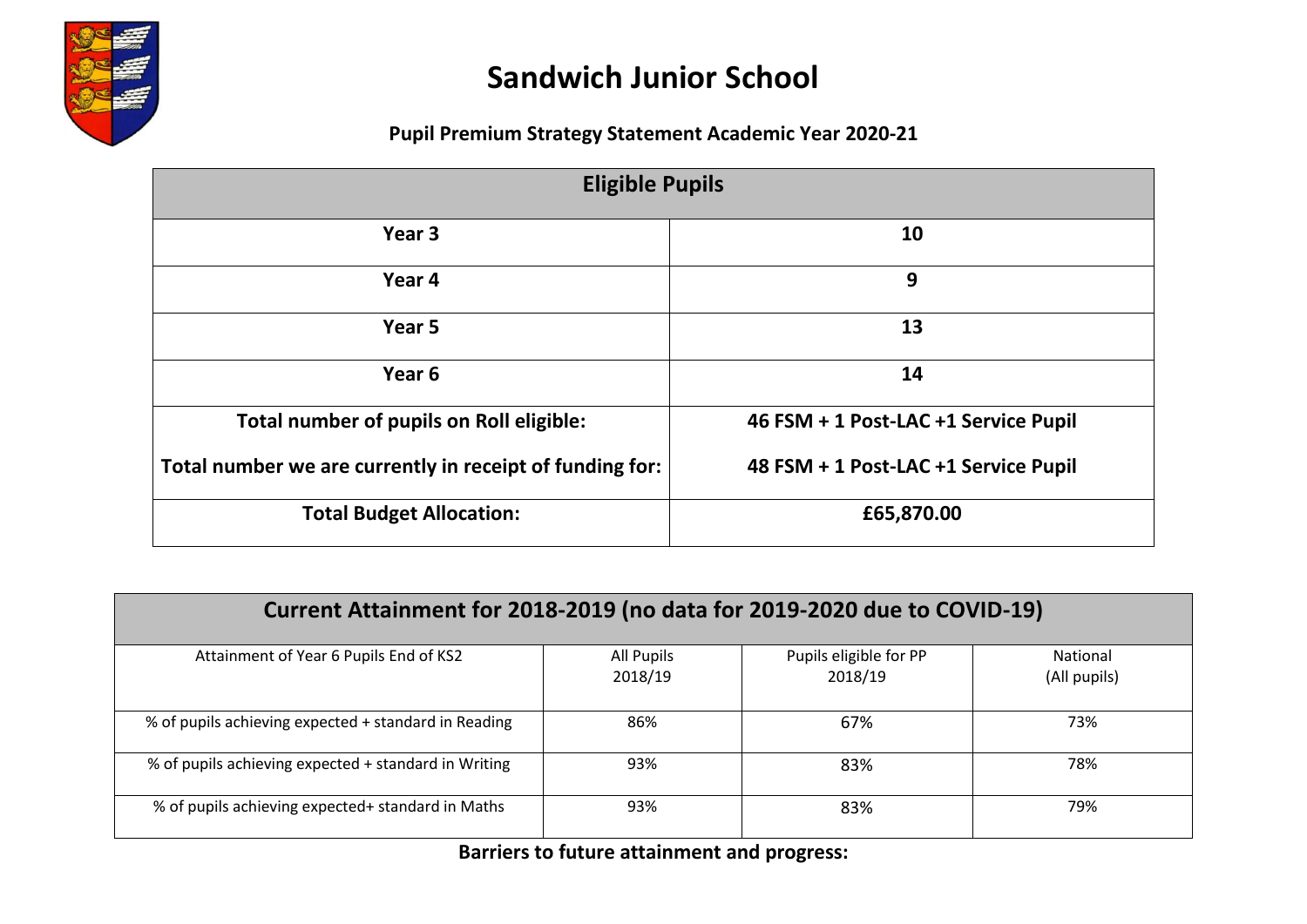# Sandwich Junior School

**Pupil Premium Strategy Statement Academic Year 2020-21**

| Eligible Pupils | |
|---|---|
| **Year 3** | **10** |
| **Year 4** | **9** |
| **Year 5** | **13** |
| **Year 6** | **14** |
| **Total number of pupils on Roll eligible:**<br><br>**Total number we are currently in receipt of funding for:** | **46 FSM + 1 Post-LAC +1 Service Pupil**<br><br>**48 FSM + 1 Post-LAC +1 Service Pupil** |
| **Total Budget Allocation:** | **£65,870.00** |

| Current Attainment for 2018-2019 (no data for 2019-2020 due to COVID-19) | | | |
|---|---|---|---|
| Attainment of Year 6 Pupils End of KS2 | All Pupils 2018/19 | Pupils eligible for PP 2018/19 | National (All pupils) |
| % of pupils achieving expected + standard in Reading | 86% | 67% | 73% |
| % of pupils achieving expected + standard in Writing | 93% | 83% | 78% |
| % of pupils achieving expected+ standard in Maths | 93% | 83% | 79% |

**Barriers to future attainment and progress:**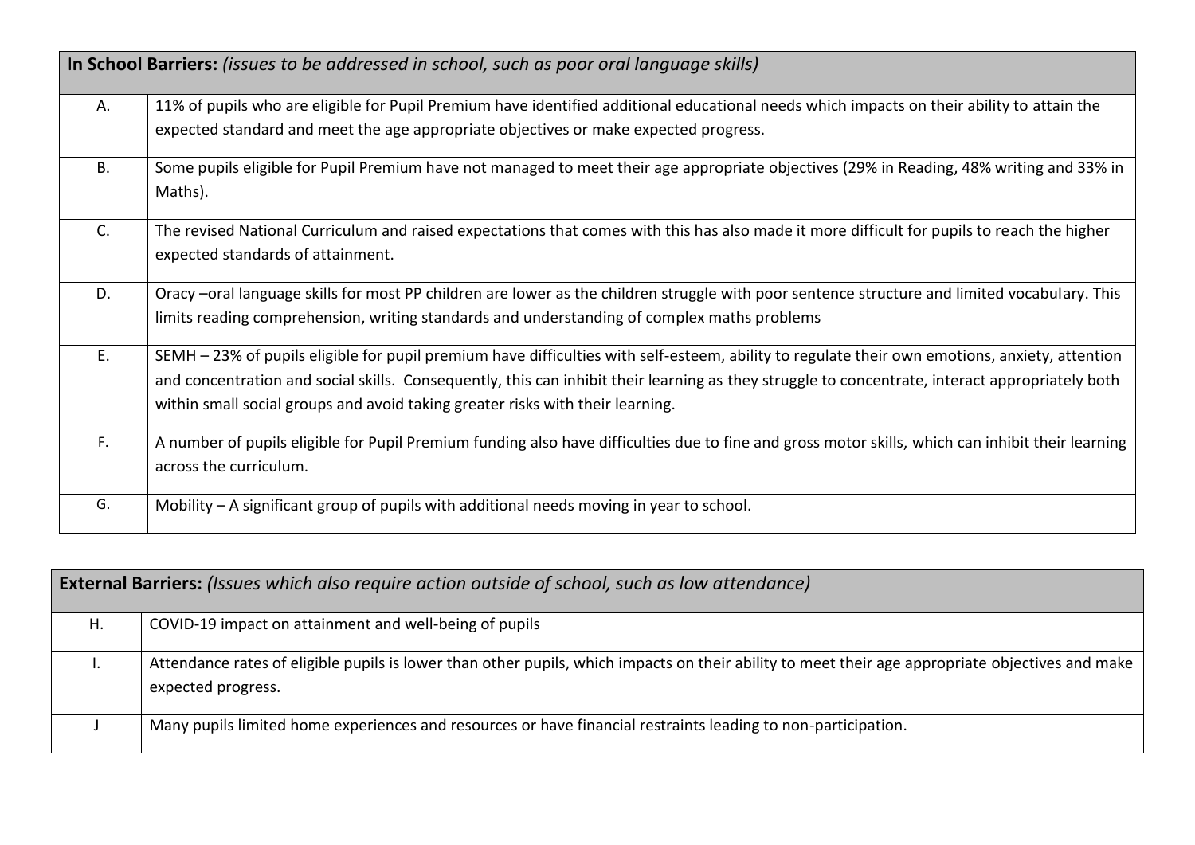| **In School Barriers:** *(issues to be addressed in school, such as poor oral language skills)* | |
|---|---|
| A. | 11% of pupils who are eligible for Pupil Premium have identified additional educational needs which impacts on their ability to attain the expected standard and meet the age appropriate objectives or make expected progress. |
| B. | Some pupils eligible for Pupil Premium have not managed to meet their age appropriate objectives (29% in Reading, 48% writing and 33% in Maths). |
| C. | The revised National Curriculum and raised expectations that comes with this has also made it more difficult for pupils to reach the higher expected standards of attainment. |
| D. | Oracy –oral language skills for most PP children are lower as the children struggle with poor sentence structure and limited vocabulary. This limits reading comprehension, writing standards and understanding of complex maths problems |
| E. | SEMH – 23% of pupils eligible for pupil premium have difficulties with self-esteem, ability to regulate their own emotions, anxiety, attention and concentration and social skills. Consequently, this can inhibit their learning as they struggle to concentrate, interact appropriately both within small social groups and avoid taking greater risks with their learning. |
| F. | A number of pupils eligible for Pupil Premium funding also have difficulties due to fine and gross motor skills, which can inhibit their learning across the curriculum. |
| G. | Mobility – A significant group of pupils with additional needs moving in year to school. |

| **External Barriers:** *(Issues which also require action outside of school, such as low attendance)* | |
|---|---|
| H. | COVID-19 impact on attainment and well-being of pupils |
| I. | Attendance rates of eligible pupils is lower than other pupils, which impacts on their ability to meet their age appropriate objectives and make expected progress. |
| J | Many pupils limited home experiences and resources or have financial restraints leading to non-participation. |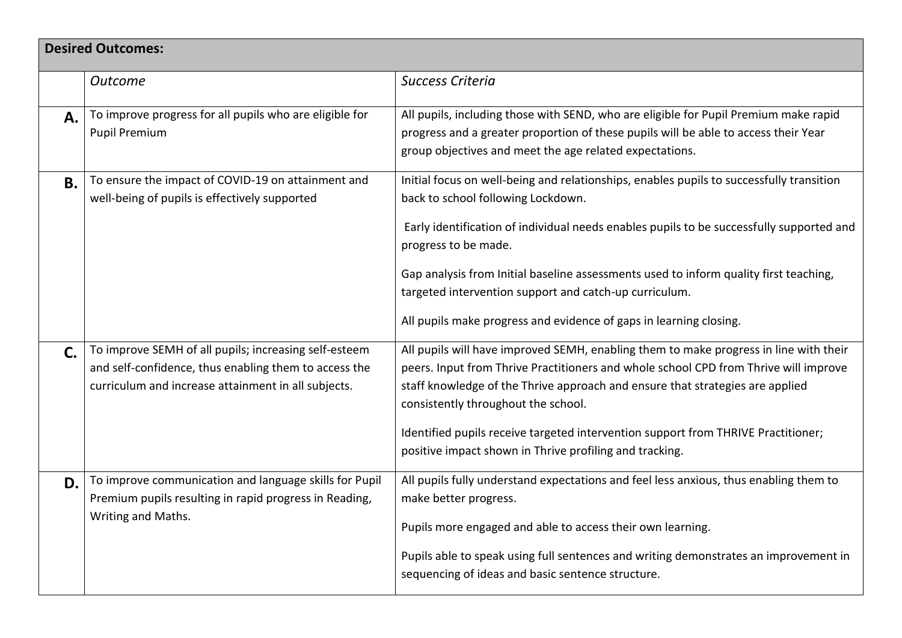| **Desired Outcomes:** | | |
|---|---|---|
| | *Outcome* | *Success Criteria* |
| **A.** | To improve progress for all pupils who are eligible for Pupil Premium | All pupils, including those with SEND, who are eligible for Pupil Premium make rapid progress and a greater proportion of these pupils will be able to access their Year group objectives and meet the age related expectations. |
| **B.** | To ensure the impact of COVID-19 on attainment and well-being of pupils is effectively supported | Initial focus on well-being and relationships, enables pupils to successfully transition back to school following Lockdown.<br><br>Early identification of individual needs enables pupils to be successfully supported and progress to be made.<br><br>Gap analysis from Initial baseline assessments used to inform quality first teaching, targeted intervention support and catch-up curriculum.<br><br>All pupils make progress and evidence of gaps in learning closing. |
| **C.** | To improve SEMH of all pupils; increasing self-esteem and self-confidence, thus enabling them to access the curriculum and increase attainment in all subjects. | All pupils will have improved SEMH, enabling them to make progress in line with their peers. Input from Thrive Practitioners and whole school CPD from Thrive will improve staff knowledge of the Thrive approach and ensure that strategies are applied consistently throughout the school.<br><br>Identified pupils receive targeted intervention support from THRIVE Practitioner; positive impact shown in Thrive profiling and tracking. |
| **D.** | To improve communication and language skills for Pupil Premium pupils resulting in rapid progress in Reading, Writing and Maths. | All pupils fully understand expectations and feel less anxious, thus enabling them to make better progress.<br><br>Pupils more engaged and able to access their own learning.<br><br>Pupils able to speak using full sentences and writing demonstrates an improvement in sequencing of ideas and basic sentence structure. |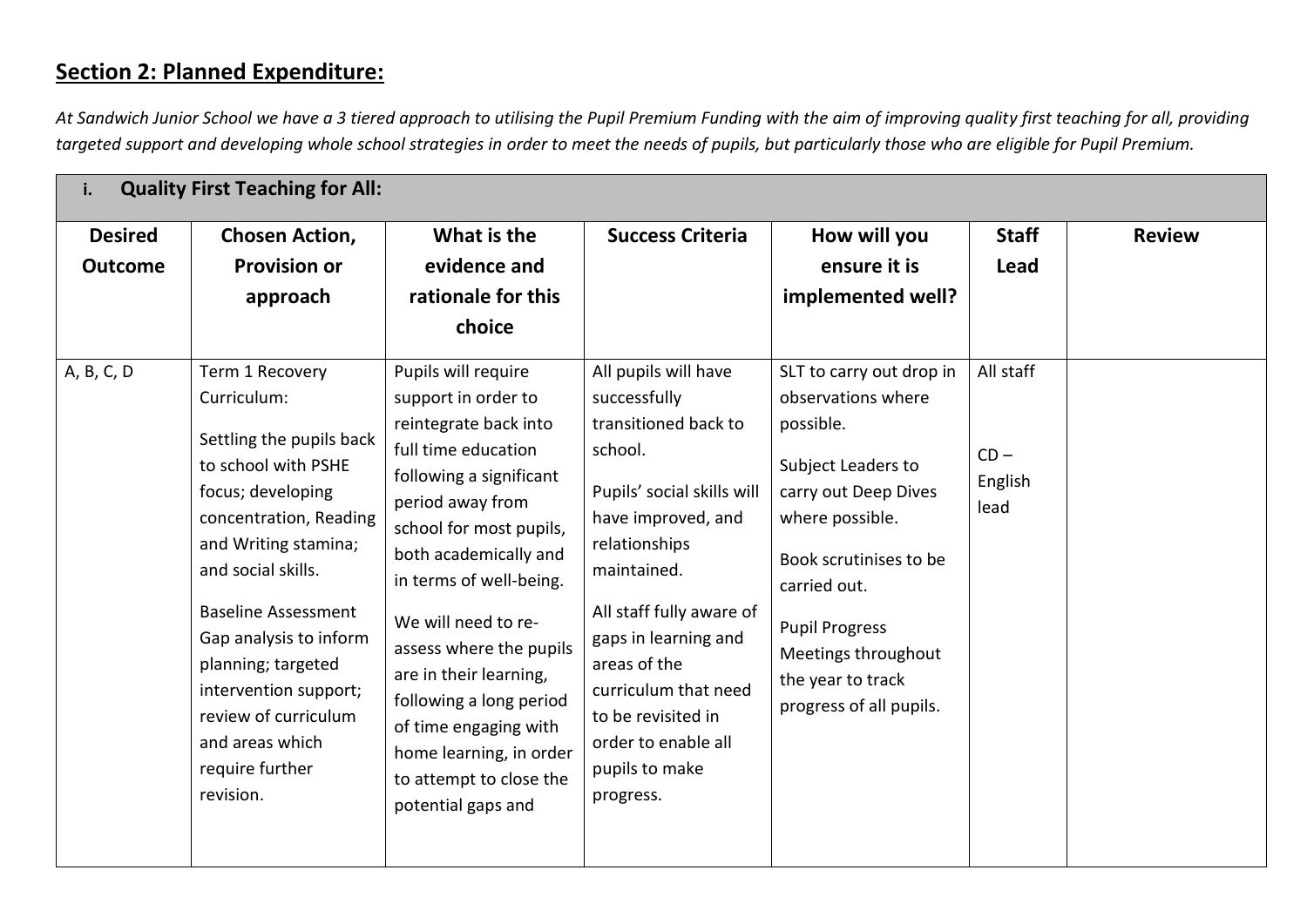## Section 2: Planned Expenditure:

*At Sandwich Junior School we have a 3 tiered approach to utilising the Pupil Premium Funding with the aim of improving quality first teaching for all, providing targeted support and developing whole school strategies in order to meet the needs of pupils, but particularly those who are eligible for Pupil Premium.*

| **i. Quality First Teaching for All:** | | | | | | |
|---|---|---|---|---|---|---|
| **Desired Outcome** | **Chosen Action, Provision or approach** | **What is the evidence and rationale for this choice** | **Success Criteria** | **How will you ensure it is implemented well?** | **Staff Lead** | **Review** |
| A, B, C, D | Term 1 Recovery Curriculum:<br><br>Settling the pupils back to school with PSHE focus; developing concentration, Reading and Writing stamina; and social skills.<br><br>Baseline Assessment Gap analysis to inform planning; targeted intervention support; review of curriculum and areas which require further revision. | Pupils will require support in order to reintegrate back into full time education following a significant period away from school for most pupils, both academically and in terms of well-being.<br><br>We will need to re-assess where the pupils are in their learning, following a long period of time engaging with home learning, in order to attempt to close the potential gaps and | All pupils will have successfully transitioned back to school.<br><br>Pupils' social skills will have improved, and relationships maintained.<br><br>All staff fully aware of gaps in learning and areas of the curriculum that need to be revisited in order to enable all pupils to make progress. | SLT to carry out drop in observations where possible.<br><br>Subject Leaders to carry out Deep Dives where possible.<br><br>Book scrutinises to be carried out.<br><br>Pupil Progress Meetings throughout the year to track progress of all pupils. | All staff<br><br>CD – English lead | |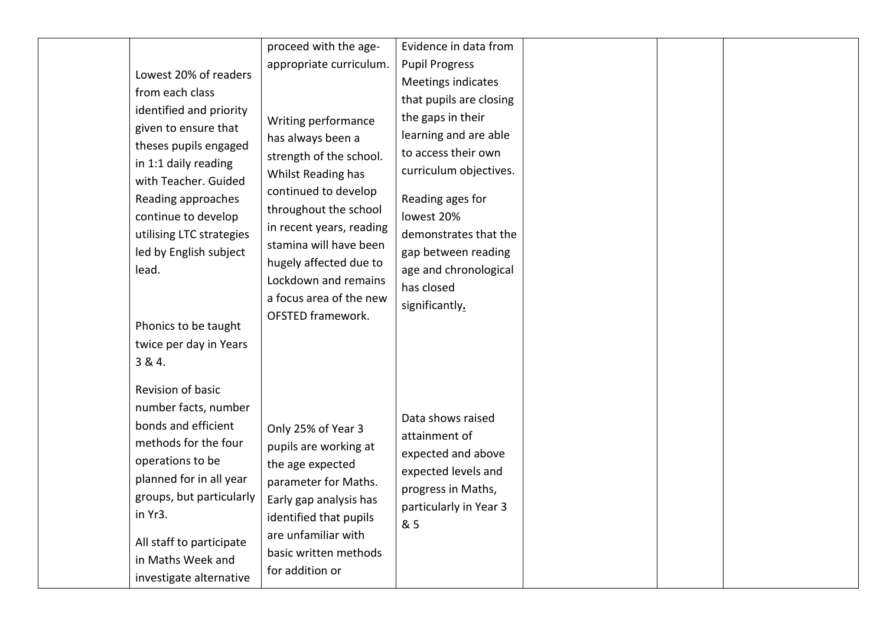| | | | | | | |
|---|---|---|---|---|---|---|
| | Lowest 20% of readers from each class identified and priority given to ensure that theses pupils engaged in 1:1 daily reading with Teacher. Guided Reading approaches continue to develop utilising LTC strategies led by English subject lead.<br><br>Phonics to be taught twice per day in Years 3 & 4. | proceed with the age-appropriate curriculum.<br><br>Writing performance has always been a strength of the school. Whilst Reading has continued to develop throughout the school in recent years, reading stamina will have been hugely affected due to Lockdown and remains a focus area of the new OFSTED framework. | Evidence in data from Pupil Progress Meetings indicates that pupils are closing the gaps in their learning and are able to access their own curriculum objectives.<br><br>Reading ages for lowest 20% demonstrates that the gap between reading age and chronological has closed significantly. | | | |
| | Revision of basic number facts, number bonds and efficient methods for the four operations to be planned for in all year groups, but particularly in Yr3.<br><br>All staff to participate in Maths Week and investigate alternative | Only 25% of Year 3 pupils are working at the age expected parameter for Maths. Early gap analysis has identified that pupils are unfamiliar with basic written methods for addition or | Data shows raised attainment of expected and above expected levels and progress in Maths, particularly in Year 3 & 5 | | | |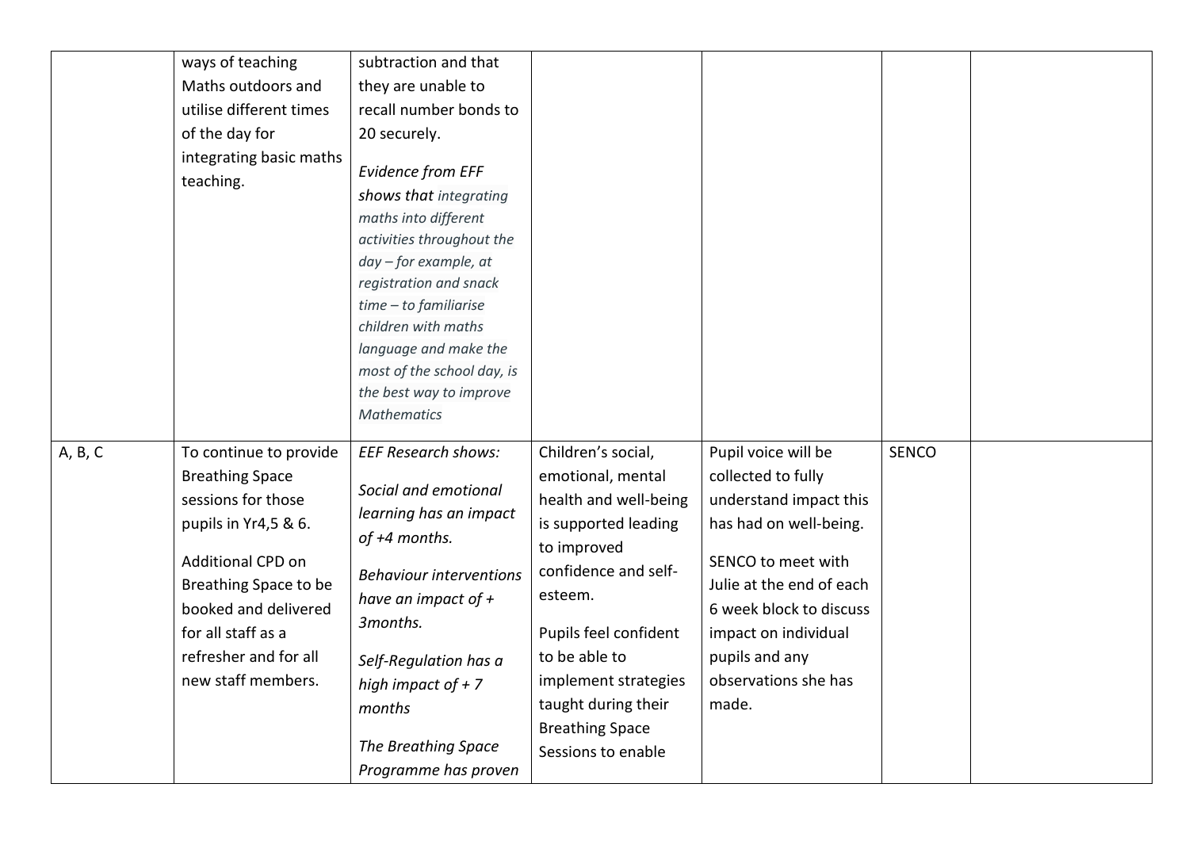| | | | | | | |
|---|---|---|---|---|---|---|
| | ways of teaching Maths outdoors and utilise different times of the day for integrating basic maths teaching. | subtraction and that they are unable to recall number bonds to 20 securely.<br><br>*Evidence from EFF shows that integrating maths into different activities throughout the day – for example, at registration and snack time – to familiarise children with maths language and make the most of the school day, is the best way to improve Mathematics* | | | | |
| A, B, C | To continue to provide Breathing Space sessions for those pupils in Yr4,5 & 6.<br><br>Additional CPD on Breathing Space to be booked and delivered for all staff as a refresher and for all new staff members. | *EEF Research shows:*<br><br>*Social and emotional learning has an impact of +4 months.*<br><br>*Behaviour interventions have an impact of + 3months.*<br><br>*Self-Regulation has a high impact of + 7 months*<br><br>*The Breathing Space Programme has proven* | Children's social, emotional, mental health and well-being is supported leading to improved confidence and self-esteem.<br><br>Pupils feel confident to be able to implement strategies taught during their Breathing Space Sessions to enable | Pupil voice will be collected to fully understand impact this has had on well-being.<br><br>SENCO to meet with Julie at the end of each 6 week block to discuss impact on individual pupils and any observations she has made. | SENCO | |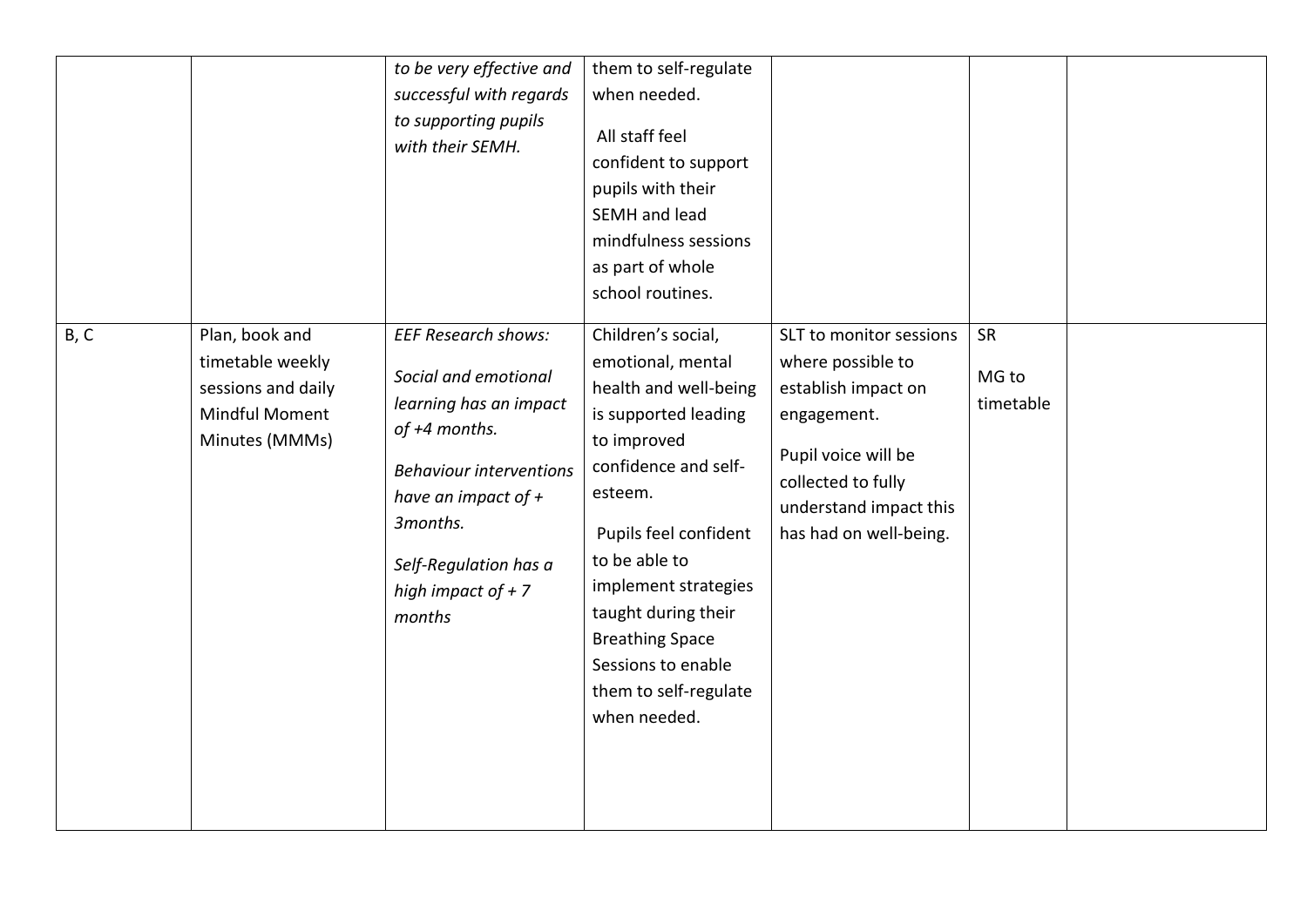| | | | | | | |
|---|---|---|---|---|---|---|
| | | *to be very effective and successful with regards to supporting pupils with their SEMH.* | them to self-regulate when needed.<br><br>All staff feel confident to support pupils with their SEMH and lead mindfulness sessions as part of whole school routines. | | | |
| B, C | Plan, book and timetable weekly sessions and daily Mindful Moment Minutes (MMMs) | *EEF Research shows:*<br><br>*Social and emotional learning has an impact of +4 months.*<br><br>*Behaviour interventions have an impact of + 3months.*<br><br>*Self-Regulation has a high impact of + 7 months* | Children's social, emotional, mental health and well-being is supported leading to improved confidence and self-esteem.<br><br>Pupils feel confident to be able to implement strategies taught during their Breathing Space Sessions to enable them to self-regulate when needed. | SLT to monitor sessions where possible to establish impact on engagement.<br><br>Pupil voice will be collected to fully understand impact this has had on well-being. | SR<br><br>MG to timetable | |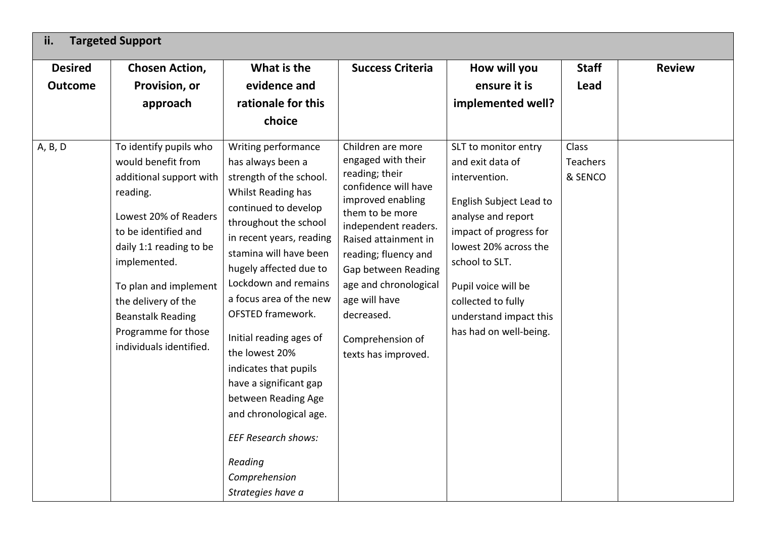| ii. Targeted Support | | | | | | |
|---|---|---|---|---|---|---|
| **Desired Outcome** | **Chosen Action, Provision, or approach** | **What is the evidence and rationale for this choice** | **Success Criteria** | **How will you ensure it is implemented well?** | **Staff Lead** | **Review** |
| A, B, D | To identify pupils who would benefit from additional support with reading.<br><br>Lowest 20% of Readers to be identified and daily 1:1 reading to be implemented.<br><br>To plan and implement the delivery of the Beanstalk Reading Programme for those individuals identified. | Writing performance has always been a strength of the school. Whilst Reading has continued to develop throughout the school in recent years, reading stamina will have been hugely affected due to Lockdown and remains a focus area of the new OFSTED framework.<br><br>Initial reading ages of the lowest 20% indicates that pupils have a significant gap between Reading Age and chronological age.<br><br>*EEF Research shows:*<br><br>*Reading Comprehension Strategies have a* | Children are more engaged with their reading; their confidence will have improved enabling them to be more independent readers. Raised attainment in reading; fluency and Gap between Reading age and chronological age will have decreased.<br><br>Comprehension of texts has improved. | SLT to monitor entry and exit data of intervention.<br><br>English Subject Lead to analyse and report impact of progress for lowest 20% across the school to SLT.<br><br>Pupil voice will be collected to fully understand impact this has had on well-being. | Class Teachers & SENCO | |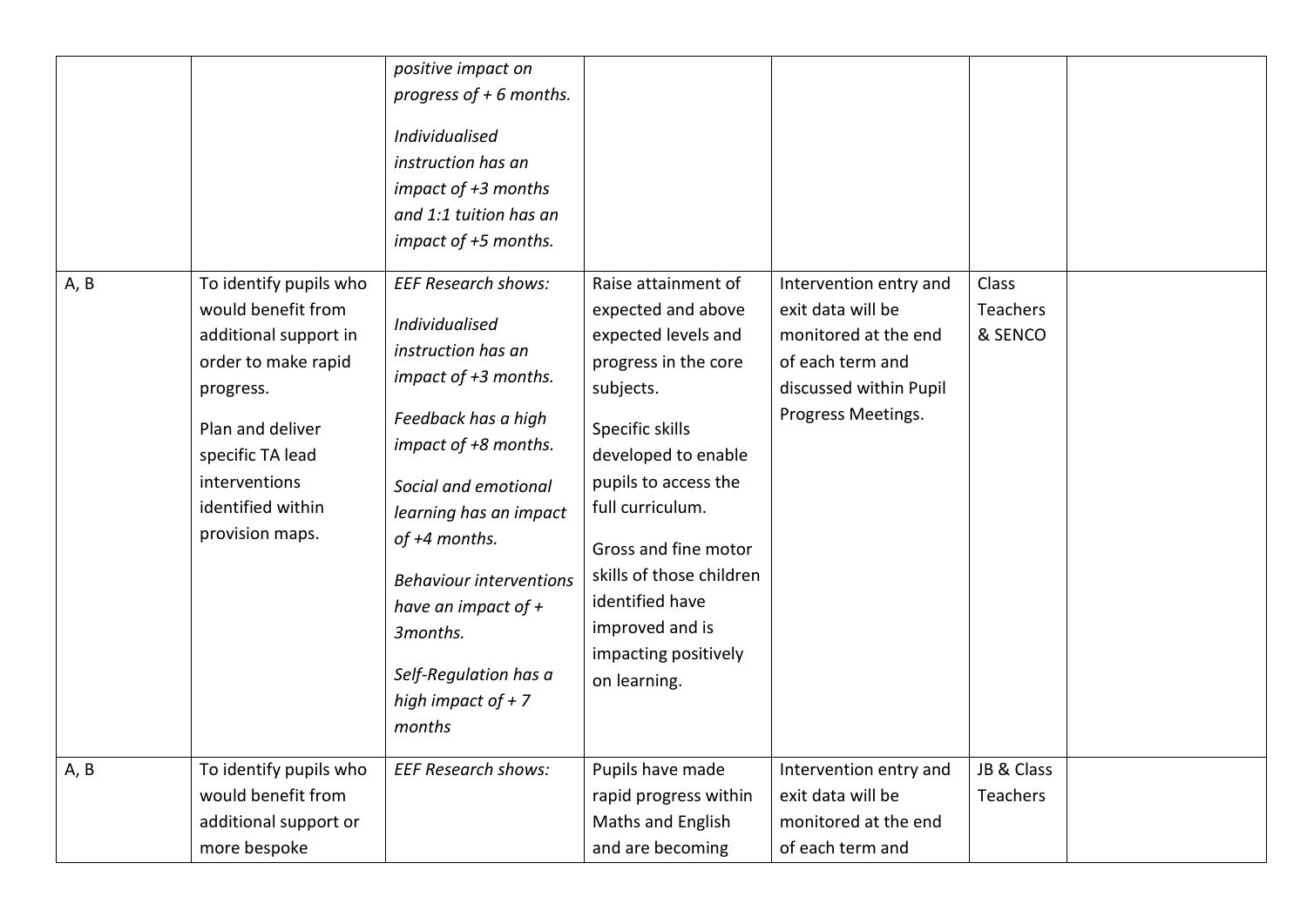| | | | | | | |
|---|---|---|---|---|---|---|
| | | *positive impact on progress of + 6 months.*<br><br>*Individualised instruction has an impact of +3 months and 1:1 tuition has an impact of +5 months.* | | | | |
| A, B | To identify pupils who would benefit from additional support in order to make rapid progress.<br><br>Plan and deliver specific TA lead interventions identified within provision maps. | *EEF Research shows:*<br><br>*Individualised instruction has an impact of +3 months.*<br><br>*Feedback has a high impact of +8 months.*<br><br>*Social and emotional learning has an impact of +4 months.*<br><br>*Behaviour interventions have an impact of + 3months.*<br><br>*Self-Regulation has a high impact of + 7 months* | Raise attainment of expected and above expected levels and progress in the core subjects.<br><br>Specific skills developed to enable pupils to access the full curriculum.<br><br>Gross and fine motor skills of those children identified have improved and is impacting positively on learning. | Intervention entry and exit data will be monitored at the end of each term and discussed within Pupil Progress Meetings. | Class Teachers & SENCO | |
| A, B | To identify pupils who would benefit from additional support or more bespoke | *EEF Research shows:* | Pupils have made rapid progress within Maths and English and are becoming | Intervention entry and exit data will be monitored at the end of each term and | JB & Class Teachers | |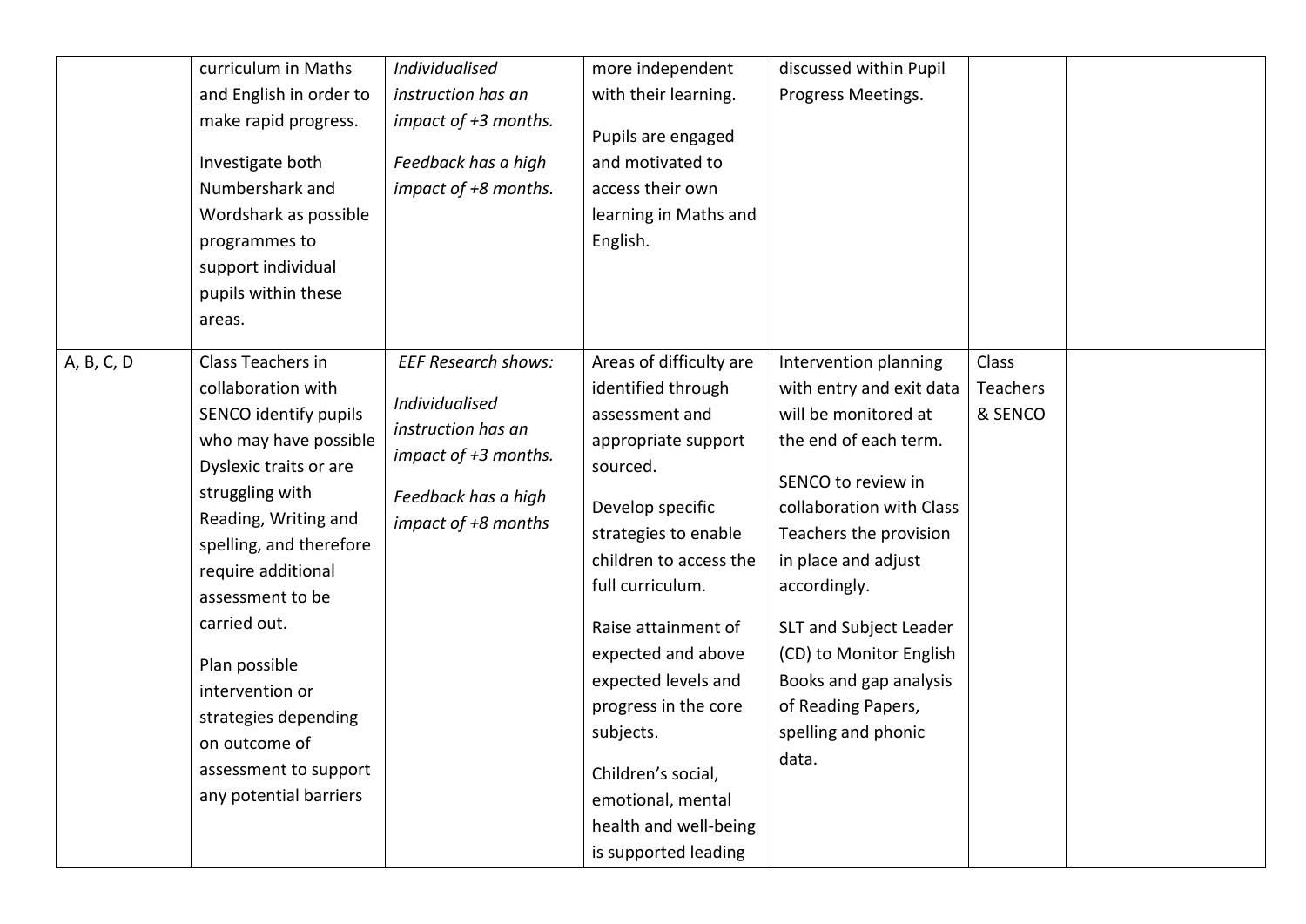| | | | | | | |
|---|---|---|---|---|---|---|
| | curriculum in Maths and English in order to make rapid progress.<br><br>Investigate both Numbershark and Wordshark as possible programmes to support individual pupils within these areas. | *Individualised instruction has an impact of +3 months.*<br><br>*Feedback has a high impact of +8 months.* | more independent with their learning.<br><br>Pupils are engaged and motivated to access their own learning in Maths and English. | discussed within Pupil Progress Meetings. | | |
| A, B, C, D | Class Teachers in collaboration with SENCO identify pupils who may have possible Dyslexic traits or are struggling with Reading, Writing and spelling, and therefore require additional assessment to be carried out.<br><br>Plan possible intervention or strategies depending on outcome of assessment to support any potential barriers | *EEF Research shows:*<br><br>*Individualised instruction has an impact of +3 months.*<br><br>*Feedback has a high impact of +8 months* | Areas of difficulty are identified through assessment and appropriate support sourced.<br><br>Develop specific strategies to enable children to access the full curriculum.<br><br>Raise attainment of expected and above expected levels and progress in the core subjects.<br><br>Children's social, emotional, mental health and well-being is supported leading | Intervention planning with entry and exit data will be monitored at the end of each term.<br><br>SENCO to review in collaboration with Class Teachers the provision in place and adjust accordingly.<br><br>SLT and Subject Leader (CD) to Monitor English Books and gap analysis of Reading Papers, spelling and phonic data. | Class Teachers & SENCO | |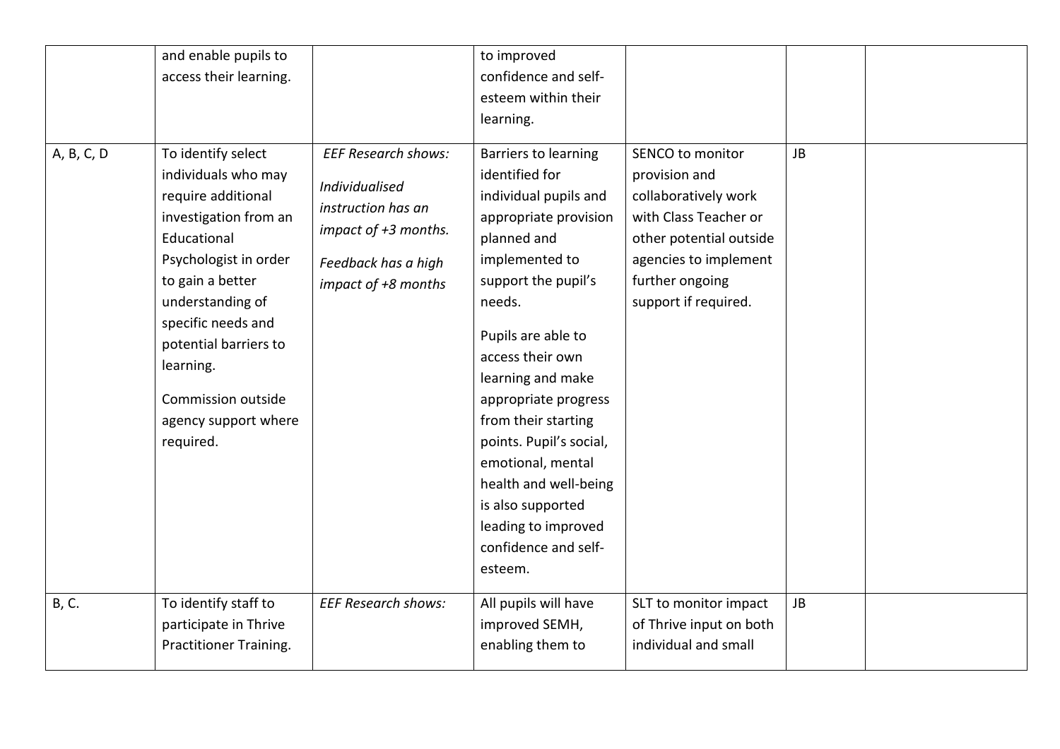| | | | | | | |
|---|---|---|---|---|---|---|
| | and enable pupils to access their learning. | | to improved confidence and self-esteem within their learning. | | | |
| A, B, C, D | To identify select individuals who may require additional investigation from an Educational Psychologist in order to gain a better understanding of specific needs and potential barriers to learning.<br><br>Commission outside agency support where required. | *EEF Research shows:*<br><br>*Individualised instruction has an impact of +3 months.*<br><br>*Feedback has a high impact of +8 months* | Barriers to learning identified for individual pupils and appropriate provision planned and implemented to support the pupil's needs.<br><br>Pupils are able to access their own learning and make appropriate progress from their starting points. Pupil's social, emotional, mental health and well-being is also supported leading to improved confidence and self-esteem. | SENCO to monitor provision and collaboratively work with Class Teacher or other potential outside agencies to implement further ongoing support if required. | JB | |
| B, C. | To identify staff to participate in Thrive Practitioner Training. | *EEF Research shows:* | All pupils will have improved SEMH, enabling them to | SLT to monitor impact of Thrive input on both individual and small | JB | |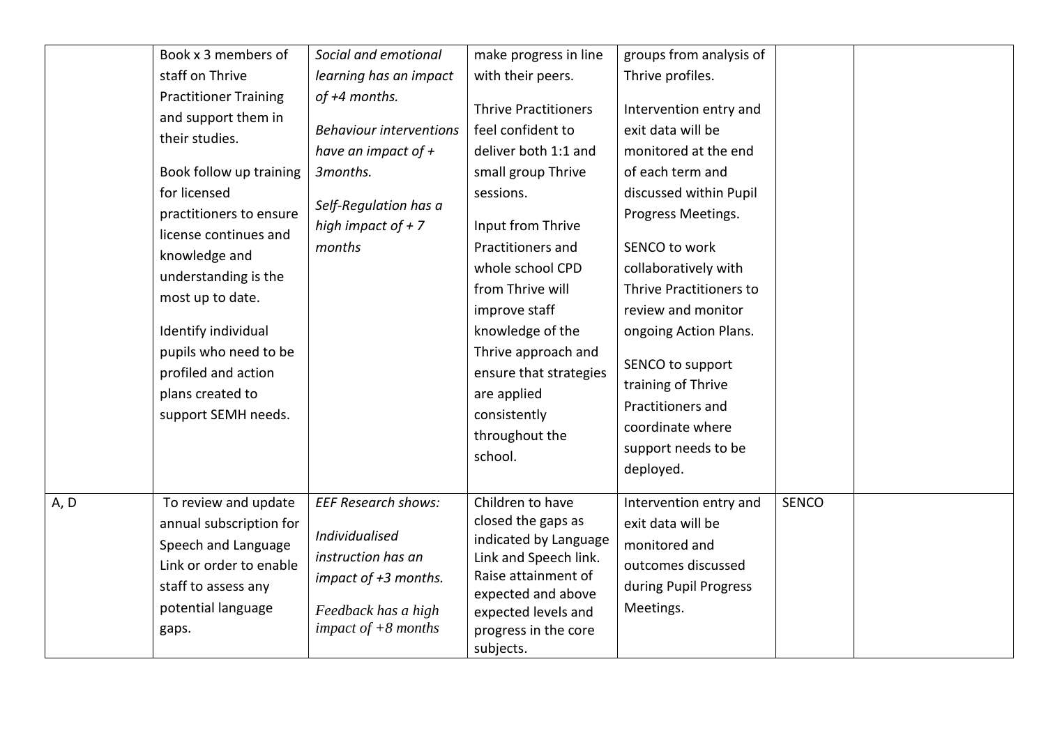| | | | | | | |
|---|---|---|---|---|---|---|
| | Book x 3 members of staff on Thrive Practitioner Training and support them in their studies.<br><br>Book follow up training for licensed practitioners to ensure license continues and knowledge and understanding is the most up to date.<br><br>Identify individual pupils who need to be profiled and action plans created to support SEMH needs. | *Social and emotional learning has an impact of +4 months.*<br><br>*Behaviour interventions have an impact of + 3months.*<br><br>*Self-Regulation has a high impact of + 7 months* | make progress in line with their peers.<br><br>Thrive Practitioners feel confident to deliver both 1:1 and small group Thrive sessions.<br><br>Input from Thrive Practitioners and whole school CPD from Thrive will improve staff knowledge of the Thrive approach and ensure that strategies are applied consistently throughout the school. | groups from analysis of Thrive profiles.<br><br>Intervention entry and exit data will be monitored at the end of each term and discussed within Pupil Progress Meetings.<br><br>SENCO to work collaboratively with Thrive Practitioners to review and monitor ongoing Action Plans.<br><br>SENCO to support training of Thrive Practitioners and coordinate where support needs to be deployed. | | |
| A, D | To review and update annual subscription for Speech and Language Link or order to enable staff to assess any potential language gaps. | *EEF Research shows:*<br><br>*Individualised instruction has an impact of +3 months.*<br><br>*Feedback has a high impact of +8 months* | Children to have closed the gaps as indicated by Language Link and Speech link. Raise attainment of expected and above expected levels and progress in the core subjects. | Intervention entry and exit data will be monitored and outcomes discussed during Pupil Progress Meetings. | SENCO | |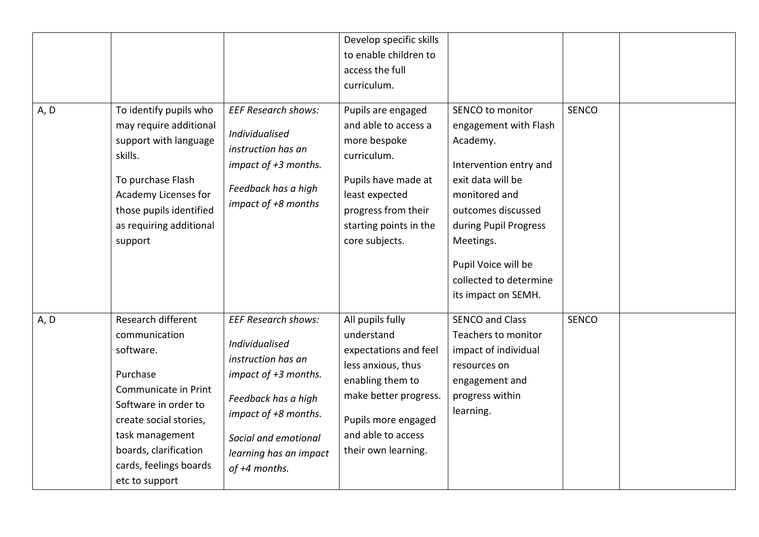| | | | | | | |
|---|---|---|---|---|---|---|
| | | | Develop specific skills to enable children to access the full curriculum. | | | |
| A, D | To identify pupils who may require additional support with language skills.<br><br>To purchase Flash Academy Licenses for those pupils identified as requiring additional support | *EEF Research shows:*<br><br>*Individualised instruction has an impact of +3 months.*<br><br>*Feedback has a high impact of +8 months* | Pupils are engaged and able to access a more bespoke curriculum.<br><br>Pupils have made at least expected progress from their starting points in the core subjects. | SENCO to monitor engagement with Flash Academy.<br><br>Intervention entry and exit data will be monitored and outcomes discussed during Pupil Progress Meetings.<br><br>Pupil Voice will be collected to determine its impact on SEMH. | SENCO | |
| A, D | Research different communication software.<br><br>Purchase Communicate in Print Software in order to create social stories, task management boards, clarification cards, feelings boards etc to support | *EEF Research shows:*<br><br>*Individualised instruction has an impact of +3 months.*<br><br>*Feedback has a high impact of +8 months.*<br><br>*Social and emotional learning has an impact of +4 months.* | All pupils fully understand expectations and feel less anxious, thus enabling them to make better progress.<br><br>Pupils more engaged and able to access their own learning. | SENCO and Class Teachers to monitor impact of individual resources on engagement and progress within learning. | SENCO | |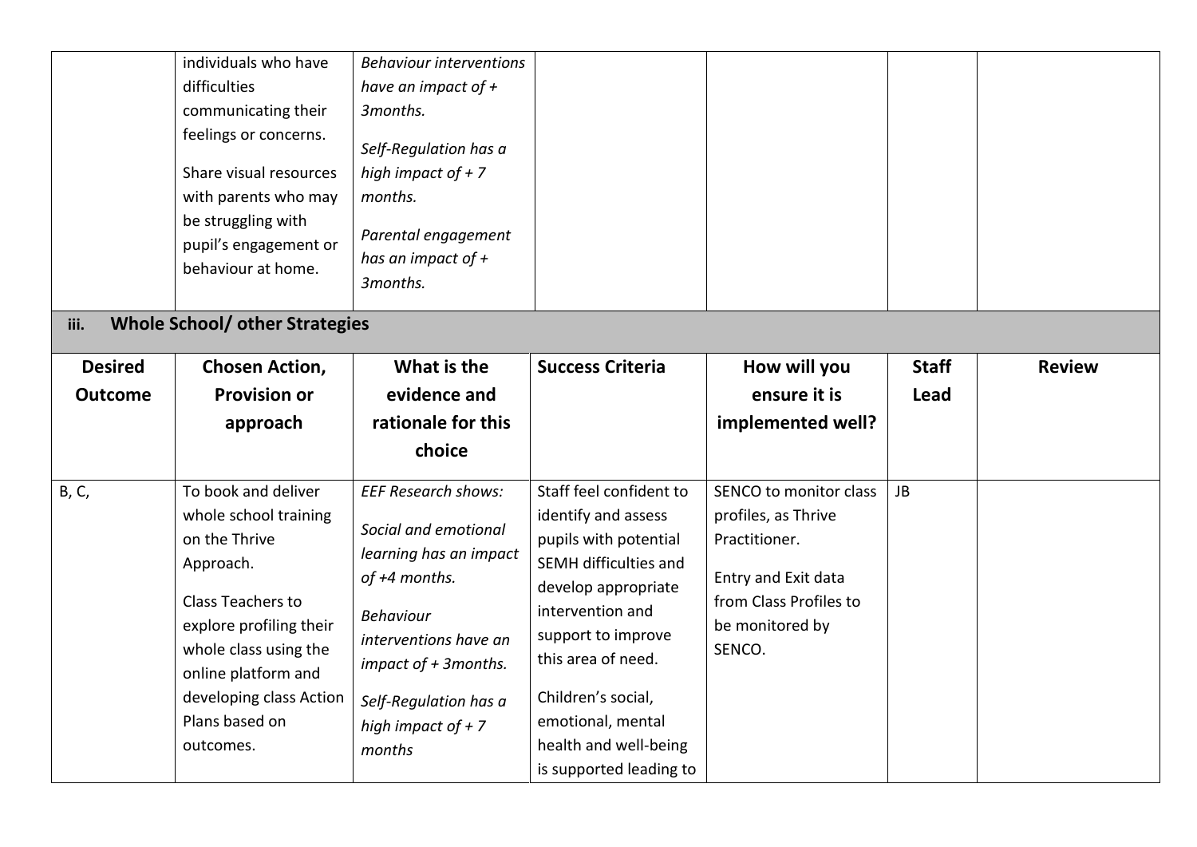| | | | | | | |
|---|---|---|---|---|---|---|
| | individuals who have difficulties communicating their feelings or concerns.<br><br>Share visual resources with parents who may be struggling with pupil's engagement or behaviour at home. | *Behaviour interventions have an impact of + 3months.*<br><br>*Self-Regulation has a high impact of + 7 months.*<br><br>*Parental engagement has an impact of + 3months.* | | | | |

**iii. Whole School/ other Strategies**

| Desired Outcome | Chosen Action, Provision or approach | What is the evidence and rationale for this choice | Success Criteria | How will you ensure it is implemented well? | Staff Lead | Review |
|---|---|---|---|---|---|---|
| B, C, | To book and deliver whole school training on the Thrive Approach.<br><br>Class Teachers to explore profiling their whole class using the online platform and developing class Action Plans based on outcomes. | *EEF Research shows:*<br><br>*Social and emotional learning has an impact of +4 months.*<br><br>*Behaviour interventions have an impact of + 3months.*<br><br>*Self-Regulation has a high impact of + 7 months* | Staff feel confident to identify and assess pupils with potential SEMH difficulties and develop appropriate intervention and support to improve this area of need.<br><br>Children's social, emotional, mental health and well-being is supported leading to | SENCO to monitor class profiles, as Thrive Practitioner.<br><br>Entry and Exit data from Class Profiles to be monitored by SENCO. | JB | |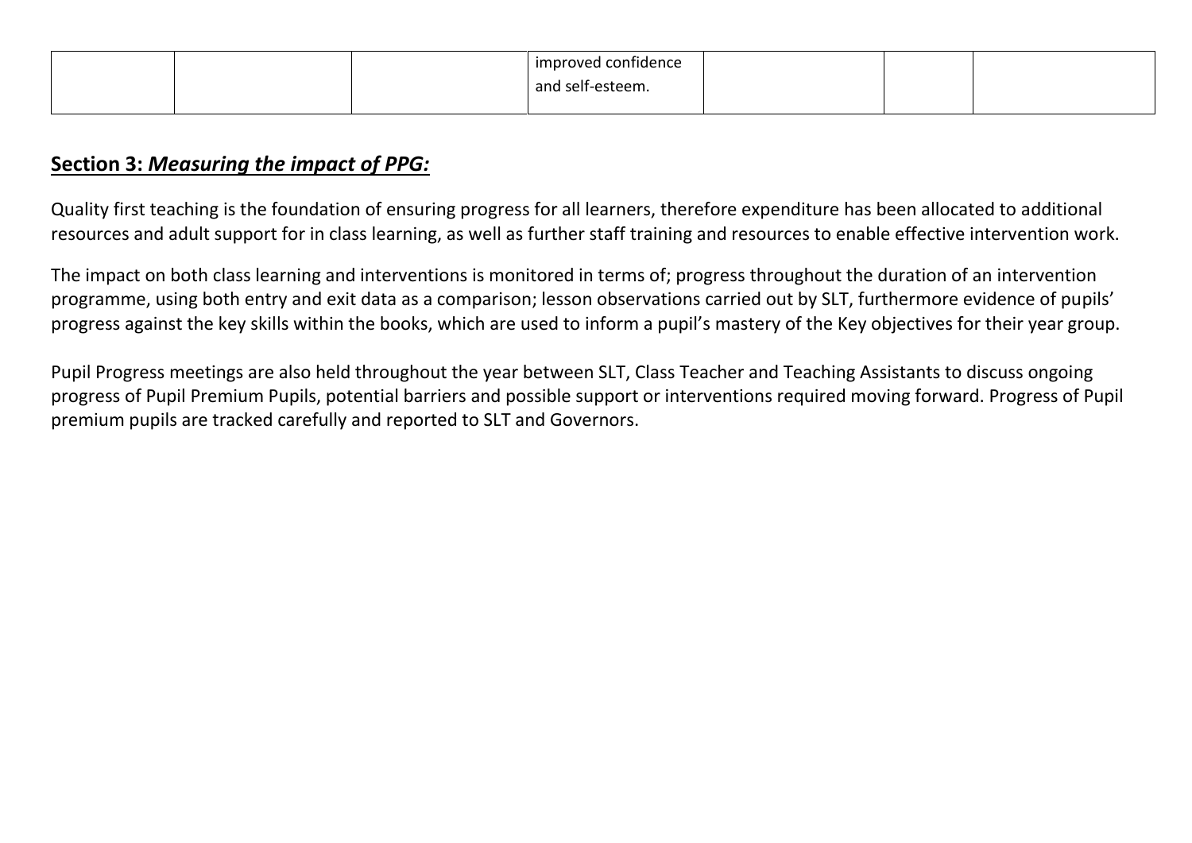| | | | | | | |
|---|---|---|---|---|---|---|
| | | | improved confidence and self-esteem. | | | |

## Section 3: ***Measuring the impact of PPG:***

Quality first teaching is the foundation of ensuring progress for all learners, therefore expenditure has been allocated to additional resources and adult support for in class learning, as well as further staff training and resources to enable effective intervention work.

The impact on both class learning and interventions is monitored in terms of; progress throughout the duration of an intervention programme, using both entry and exit data as a comparison; lesson observations carried out by SLT, furthermore evidence of pupils' progress against the key skills within the books, which are used to inform a pupil's mastery of the Key objectives for their year group.

Pupil Progress meetings are also held throughout the year between SLT, Class Teacher and Teaching Assistants to discuss ongoing progress of Pupil Premium Pupils, potential barriers and possible support or interventions required moving forward. Progress of Pupil premium pupils are tracked carefully and reported to SLT and Governors.